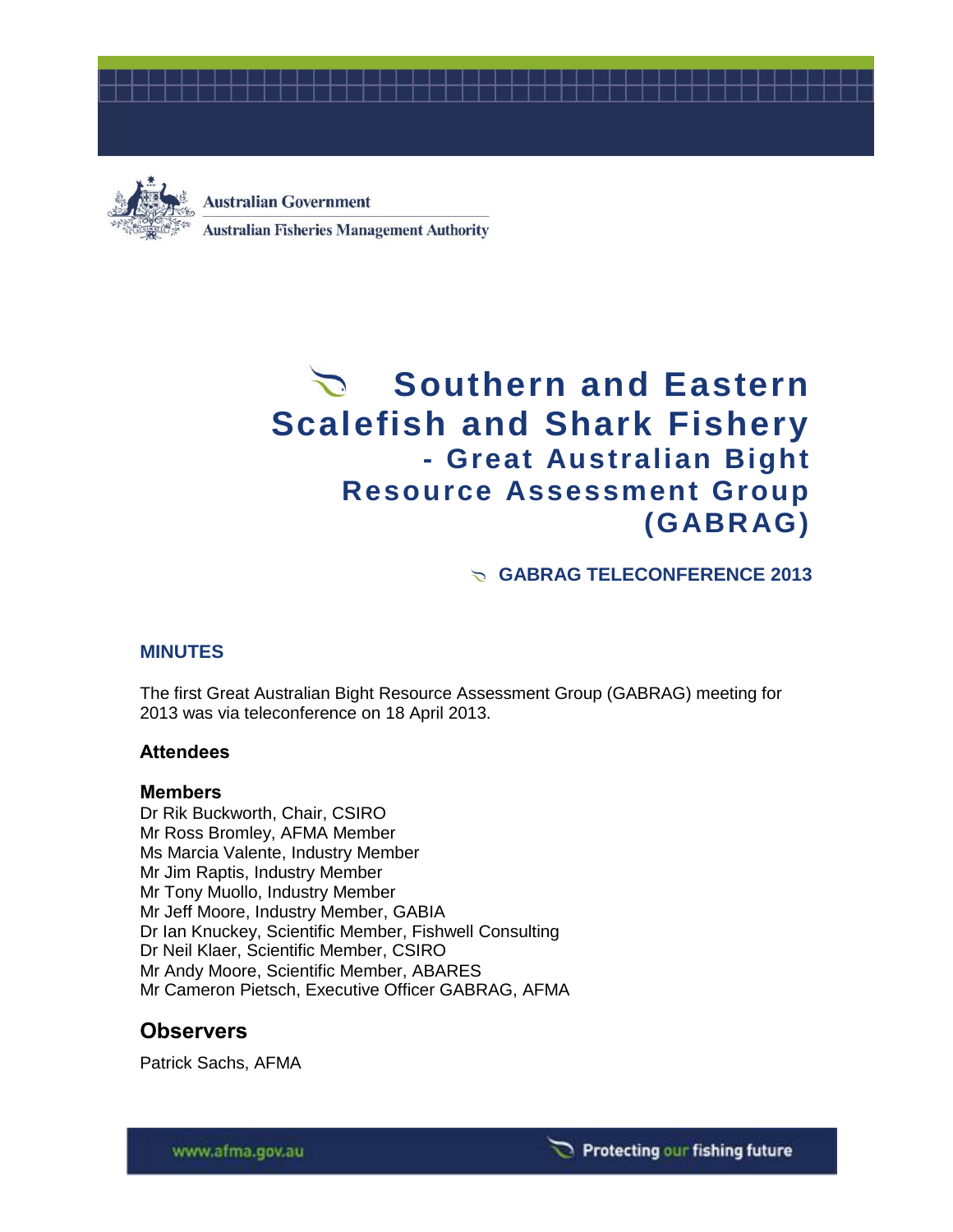Australian Government

Australian Fisheries Management Authority

# Southern and Eastern Scalefish and Shark Fishery - Great Australian Bight Resource Assessment Group (GABRAG)

## GABRAG TELECONFERENCE 2013

## MINUTES

The first Great Australian Bight Resource Assessment Group (GABRAG) meeting for 2013 was via teleconference on 18 April 2013.

### Attendees

**Members**

Dr Rik Buckworth, Chair, CSIRO
Mr Ross Bromley, AFMA Member
Ms Marcia Valente, Industry Member
Mr Jim Raptis, Industry Member
Mr Tony Muollo, Industry Member
Mr Jeff Moore, Industry Member, GABIA
Dr Ian Knuckey, Scientific Member, Fishwell Consulting
Dr Neil Klaer, Scientific Member, CSIRO
Mr Andy Moore, Scientific Member, ABARES
Mr Cameron Pietsch, Executive Officer GABRAG, AFMA

### Observers

Patrick Sachs, AFMA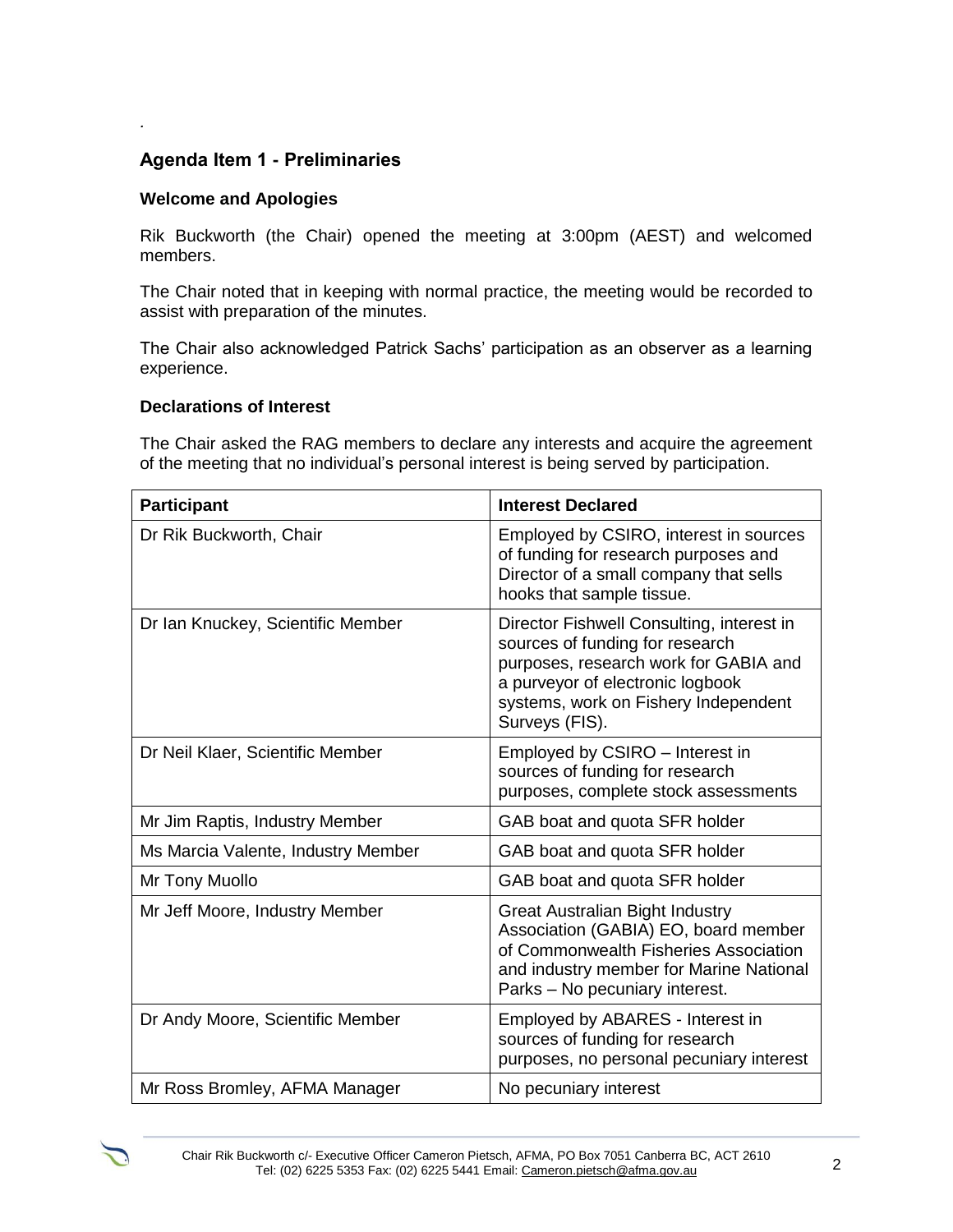.

## Agenda Item 1 - Preliminaries

### Welcome and Apologies

Rik Buckworth (the Chair) opened the meeting at 3:00pm (AEST) and welcomed members.

The Chair noted that in keeping with normal practice, the meeting would be recorded to assist with preparation of the minutes.

The Chair also acknowledged Patrick Sachs' participation as an observer as a learning experience.

### Declarations of Interest

The Chair asked the RAG members to declare any interests and acquire the agreement of the meeting that no individual's personal interest is being served by participation.

| Participant | Interest Declared |
|---|---|
| Dr Rik Buckworth, Chair | Employed by CSIRO, interest in sources of funding for research purposes and Director of a small company that sells hooks that sample tissue. |
| Dr Ian Knuckey, Scientific Member | Director Fishwell Consulting, interest in sources of funding for research purposes, research work for GABIA and a purveyor of electronic logbook systems, work on Fishery Independent Surveys (FIS). |
| Dr Neil Klaer, Scientific Member | Employed by CSIRO – Interest in sources of funding for research purposes, complete stock assessments |
| Mr Jim Raptis, Industry Member | GAB boat and quota SFR holder |
| Ms Marcia Valente, Industry Member | GAB boat and quota SFR holder |
| Mr Tony Muollo | GAB boat and quota SFR holder |
| Mr Jeff Moore, Industry Member | Great Australian Bight Industry Association (GABIA) EO, board member of Commonwealth Fisheries Association and industry member for Marine National Parks – No pecuniary interest. |
| Dr Andy Moore, Scientific Member | Employed by ABARES - Interest in sources of funding for research purposes, no personal pecuniary interest |
| Mr Ross Bromley, AFMA Manager | No pecuniary interest |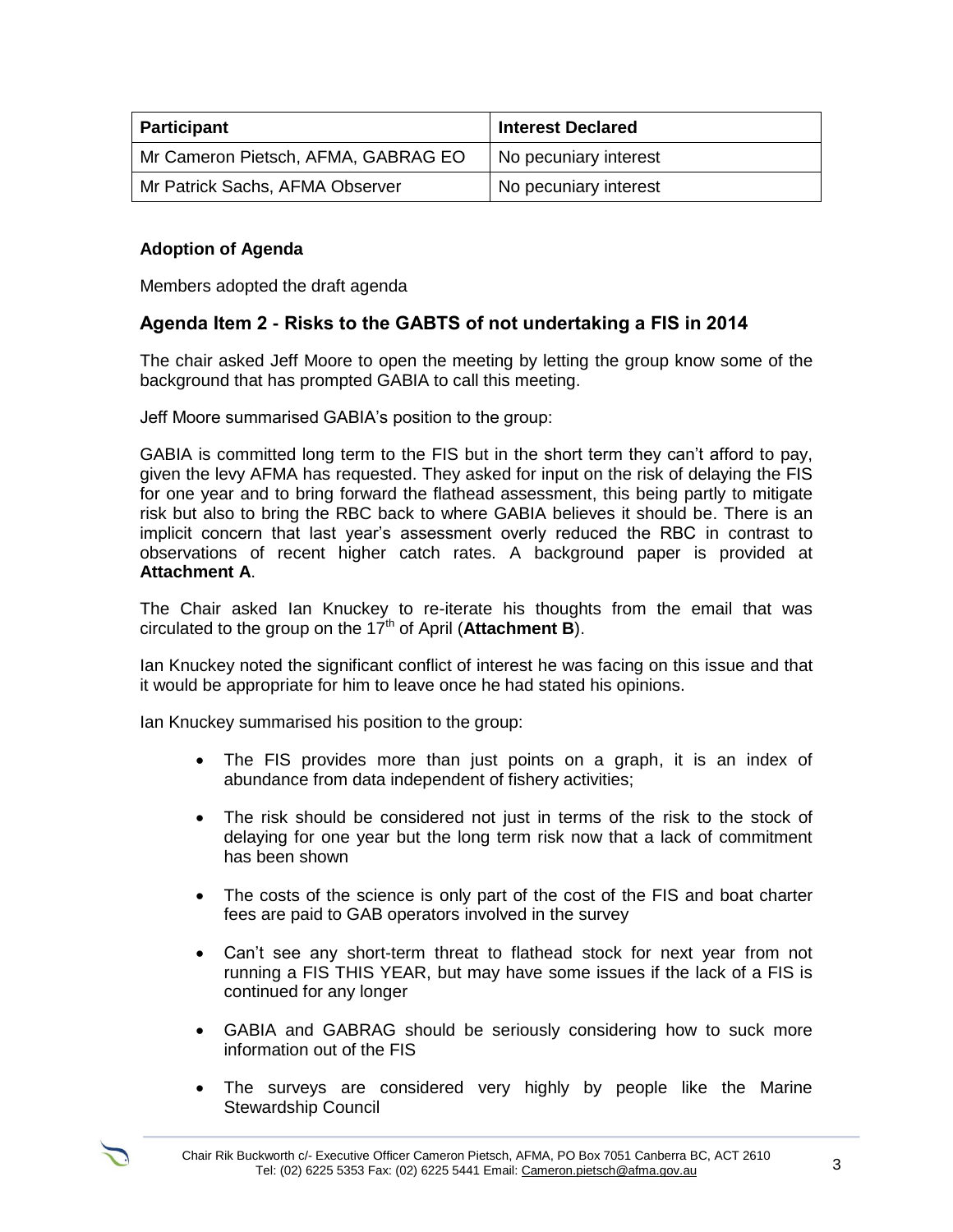| Participant | Interest Declared |
| --- | --- |
| Mr Cameron Pietsch, AFMA, GABRAG EO | No pecuniary interest |
| Mr Patrick Sachs, AFMA Observer | No pecuniary interest |

**Adoption of Agenda**

Members adopted the draft agenda

## Agenda Item 2 - Risks to the GABTS of not undertaking a FIS in 2014

The chair asked Jeff Moore to open the meeting by letting the group know some of the background that has prompted GABIA to call this meeting.

Jeff Moore summarised GABIA's position to the group:

GABIA is committed long term to the FIS but in the short term they can't afford to pay, given the levy AFMA has requested. They asked for input on the risk of delaying the FIS for one year and to bring forward the flathead assessment, this being partly to mitigate risk but also to bring the RBC back to where GABIA believes it should be. There is an implicit concern that last year's assessment overly reduced the RBC in contrast to observations of recent higher catch rates. A background paper is provided at **Attachment A**.

The Chair asked Ian Knuckey to re-iterate his thoughts from the email that was circulated to the group on the 17th of April (**Attachment B**).

Ian Knuckey noted the significant conflict of interest he was facing on this issue and that it would be appropriate for him to leave once he had stated his opinions.

Ian Knuckey summarised his position to the group:

- The FIS provides more than just points on a graph, it is an index of abundance from data independent of fishery activities;
- The risk should be considered not just in terms of the risk to the stock of delaying for one year but the long term risk now that a lack of commitment has been shown
- The costs of the science is only part of the cost of the FIS and boat charter fees are paid to GAB operators involved in the survey
- Can't see any short-term threat to flathead stock for next year from not running a FIS THIS YEAR, but may have some issues if the lack of a FIS is continued for any longer
- GABIA and GABRAG should be seriously considering how to suck more information out of the FIS
- The surveys are considered very highly by people like the Marine Stewardship Council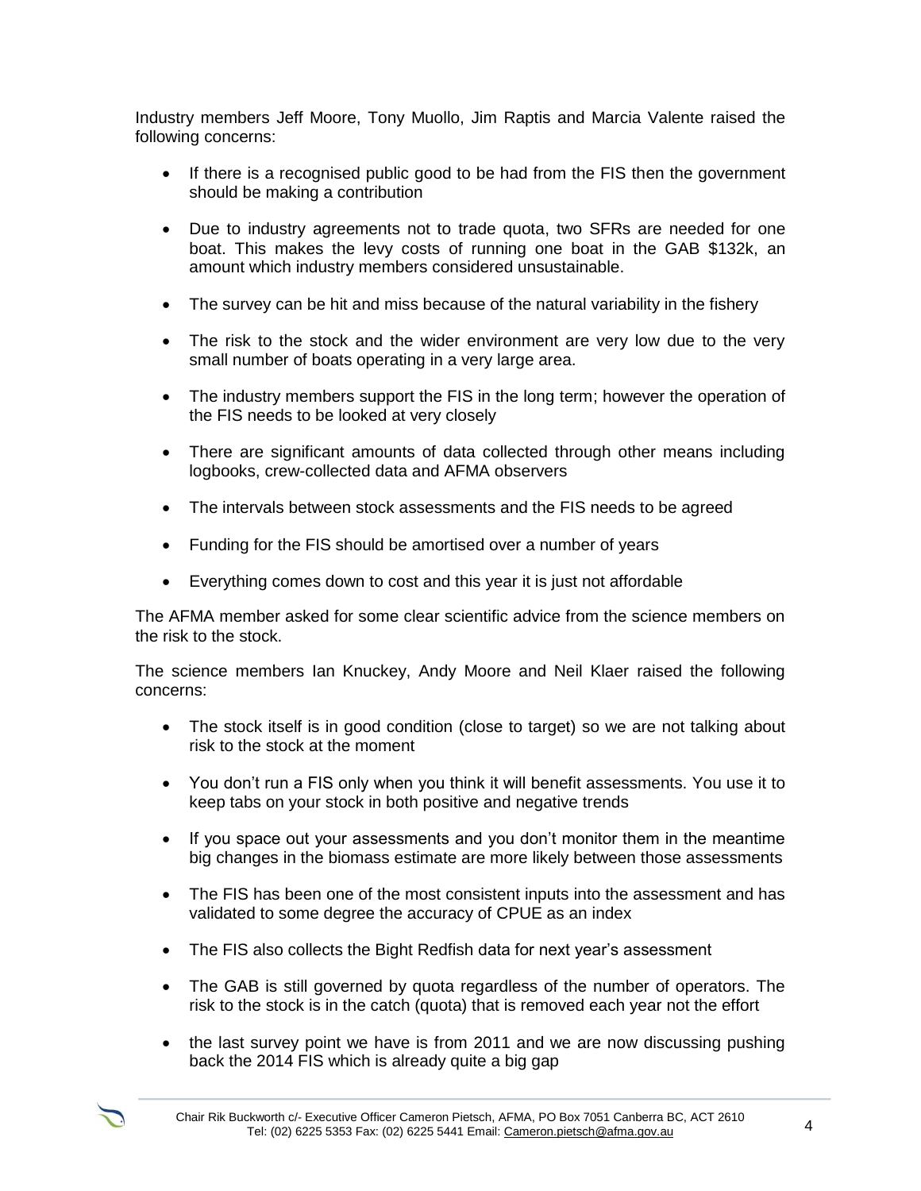Industry members Jeff Moore, Tony Muollo, Jim Raptis and Marcia Valente raised the following concerns:

- If there is a recognised public good to be had from the FIS then the government should be making a contribution
- Due to industry agreements not to trade quota, two SFRs are needed for one boat. This makes the levy costs of running one boat in the GAB $132k, an amount which industry members considered unsustainable.
- The survey can be hit and miss because of the natural variability in the fishery
- The risk to the stock and the wider environment are very low due to the very small number of boats operating in a very large area.
- The industry members support the FIS in the long term; however the operation of the FIS needs to be looked at very closely
- There are significant amounts of data collected through other means including logbooks, crew-collected data and AFMA observers
- The intervals between stock assessments and the FIS needs to be agreed
- Funding for the FIS should be amortised over a number of years
- Everything comes down to cost and this year it is just not affordable

The AFMA member asked for some clear scientific advice from the science members on the risk to the stock.

The science members Ian Knuckey, Andy Moore and Neil Klaer raised the following concerns:

- The stock itself is in good condition (close to target) so we are not talking about risk to the stock at the moment
- You don't run a FIS only when you think it will benefit assessments. You use it to keep tabs on your stock in both positive and negative trends
- If you space out your assessments and you don't monitor them in the meantime big changes in the biomass estimate are more likely between those assessments
- The FIS has been one of the most consistent inputs into the assessment and has validated to some degree the accuracy of CPUE as an index
- The FIS also collects the Bight Redfish data for next year's assessment
- The GAB is still governed by quota regardless of the number of operators. The risk to the stock is in the catch (quota) that is removed each year not the effort
- the last survey point we have is from 2011 and we are now discussing pushing back the 2014 FIS which is already quite a big gap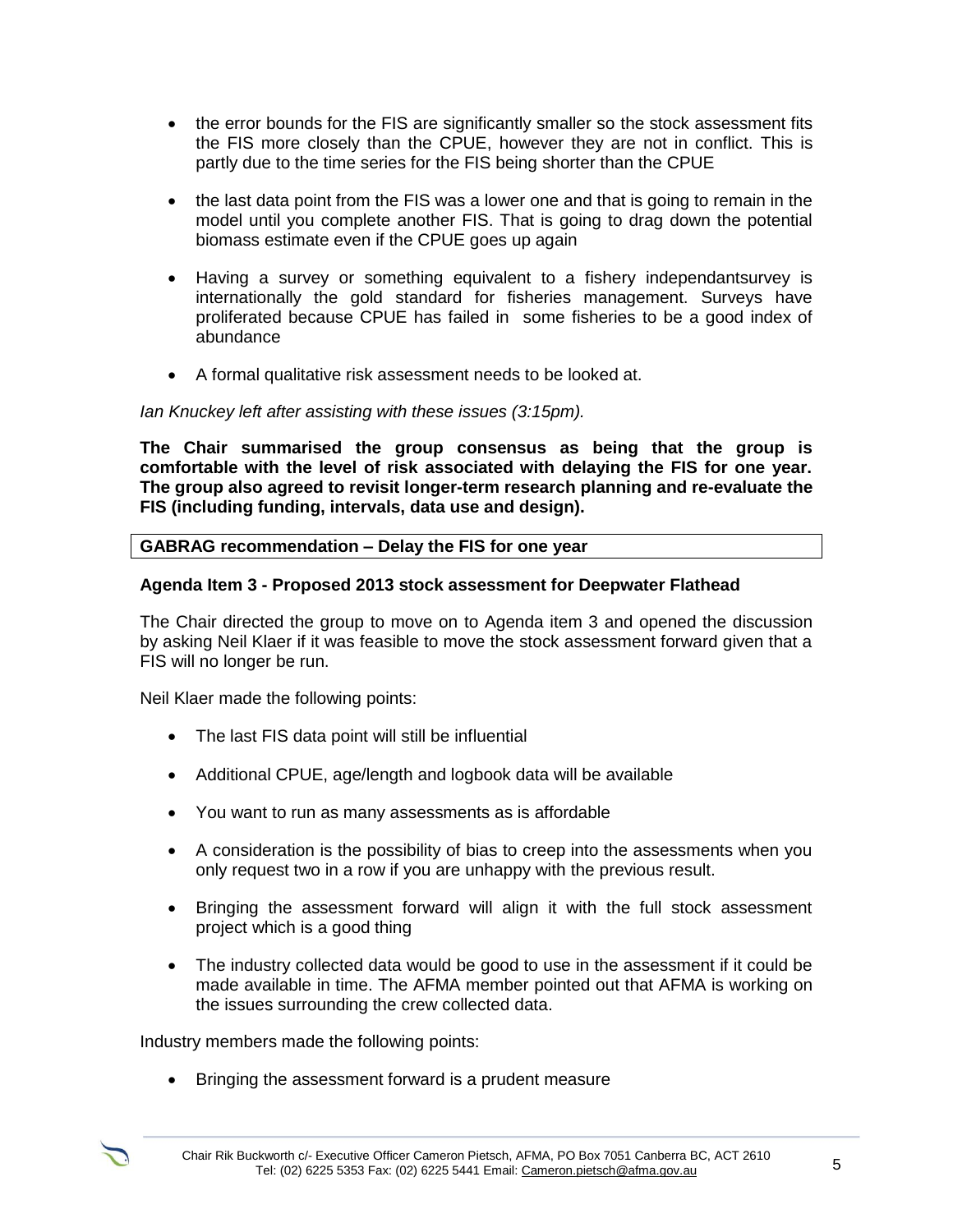- the error bounds for the FIS are significantly smaller so the stock assessment fits the FIS more closely than the CPUE, however they are not in conflict. This is partly due to the time series for the FIS being shorter than the CPUE
- the last data point from the FIS was a lower one and that is going to remain in the model until you complete another FIS. That is going to drag down the potential biomass estimate even if the CPUE goes up again
- Having a survey or something equivalent to a fishery independantsurvey is internationally the gold standard for fisheries management. Surveys have proliferated because CPUE has failed in some fisheries to be a good index of abundance
- A formal qualitative risk assessment needs to be looked at.

*Ian Knuckey left after assisting with these issues (3:15pm).*

**The Chair summarised the group consensus as being that the group is comfortable with the level of risk associated with delaying the FIS for one year. The group also agreed to revisit longer-term research planning and re-evaluate the FIS (including funding, intervals, data use and design).**

| **GABRAG recommendation – Delay the FIS for one year** |
|---|

**Agenda Item 3 - Proposed 2013 stock assessment for Deepwater Flathead**

The Chair directed the group to move on to Agenda item 3 and opened the discussion by asking Neil Klaer if it was feasible to move the stock assessment forward given that a FIS will no longer be run.

Neil Klaer made the following points:

- The last FIS data point will still be influential
- Additional CPUE, age/length and logbook data will be available
- You want to run as many assessments as is affordable
- A consideration is the possibility of bias to creep into the assessments when you only request two in a row if you are unhappy with the previous result.
- Bringing the assessment forward will align it with the full stock assessment project which is a good thing
- The industry collected data would be good to use in the assessment if it could be made available in time. The AFMA member pointed out that AFMA is working on the issues surrounding the crew collected data.

Industry members made the following points:

- Bringing the assessment forward is a prudent measure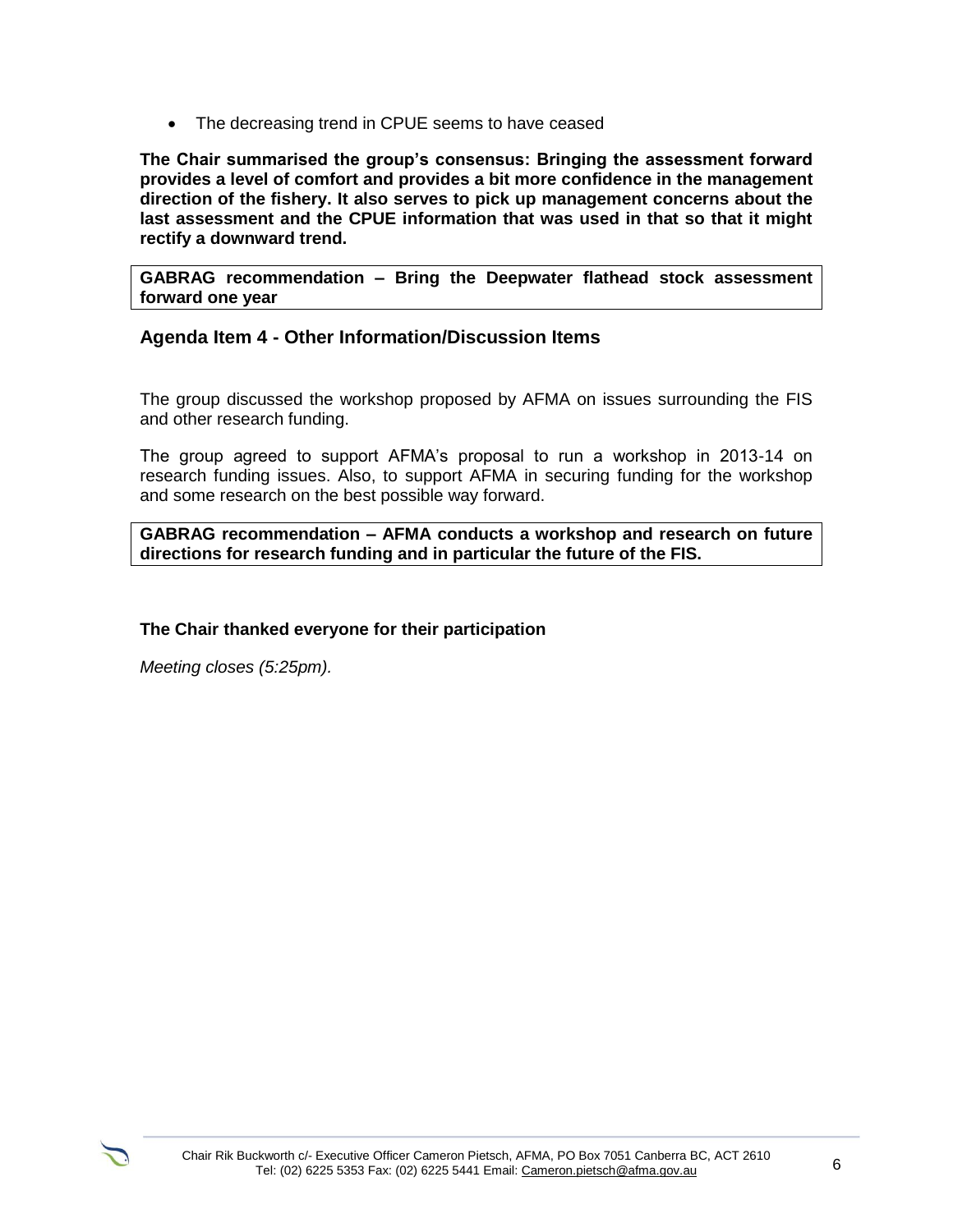- The decreasing trend in CPUE seems to have ceased

**The Chair summarised the group's consensus: Bringing the assessment forward provides a level of comfort and provides a bit more confidence in the management direction of the fishery. It also serves to pick up management concerns about the last assessment and the CPUE information that was used in that so that it might rectify a downward trend.**

**GABRAG recommendation – Bring the Deepwater flathead stock assessment forward one year**

## Agenda Item 4 - Other Information/Discussion Items

The group discussed the workshop proposed by AFMA on issues surrounding the FIS and other research funding.

The group agreed to support AFMA's proposal to run a workshop in 2013-14 on research funding issues. Also, to support AFMA in securing funding for the workshop and some research on the best possible way forward.

**GABRAG recommendation – AFMA conducts a workshop and research on future directions for research funding and in particular the future of the FIS.**

**The Chair thanked everyone for their participation**

*Meeting closes (5:25pm).*